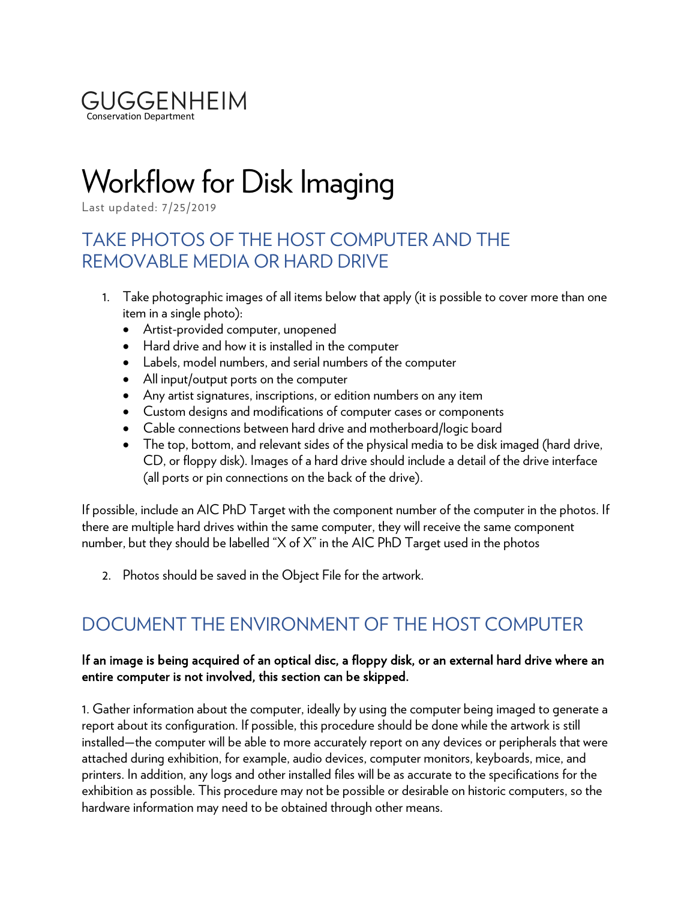GUGGENHEIM
Conservation Department

# Workflow for Disk Imaging

Last updated: 7/25/2019

## TAKE PHOTOS OF THE HOST COMPUTER AND THE REMOVABLE MEDIA OR HARD DRIVE

1. Take photographic images of all items below that apply (it is possible to cover more than one item in a single photo):
   - Artist-provided computer, unopened
   - Hard drive and how it is installed in the computer
   - Labels, model numbers, and serial numbers of the computer
   - All input/output ports on the computer
   - Any artist signatures, inscriptions, or edition numbers on any item
   - Custom designs and modifications of computer cases or components
   - Cable connections between hard drive and motherboard/logic board
   - The top, bottom, and relevant sides of the physical media to be disk imaged (hard drive, CD, or floppy disk). Images of a hard drive should include a detail of the drive interface (all ports or pin connections on the back of the drive).

If possible, include an AIC PhD Target with the component number of the computer in the photos. If there are multiple hard drives within the same computer, they will receive the same component number, but they should be labelled "X of X" in the AIC PhD Target used in the photos

2. Photos should be saved in the Object File for the artwork.

## DOCUMENT THE ENVIRONMENT OF THE HOST COMPUTER

**If an image is being acquired of an optical disc, a floppy disk, or an external hard drive where an entire computer is not involved, this section can be skipped.**

1. Gather information about the computer, ideally by using the computer being imaged to generate a report about its configuration. If possible, this procedure should be done while the artwork is still installed—the computer will be able to more accurately report on any devices or peripherals that were attached during exhibition, for example, audio devices, computer monitors, keyboards, mice, and printers. In addition, any logs and other installed files will be as accurate to the specifications for the exhibition as possible. This procedure may not be possible or desirable on historic computers, so the hardware information may need to be obtained through other means.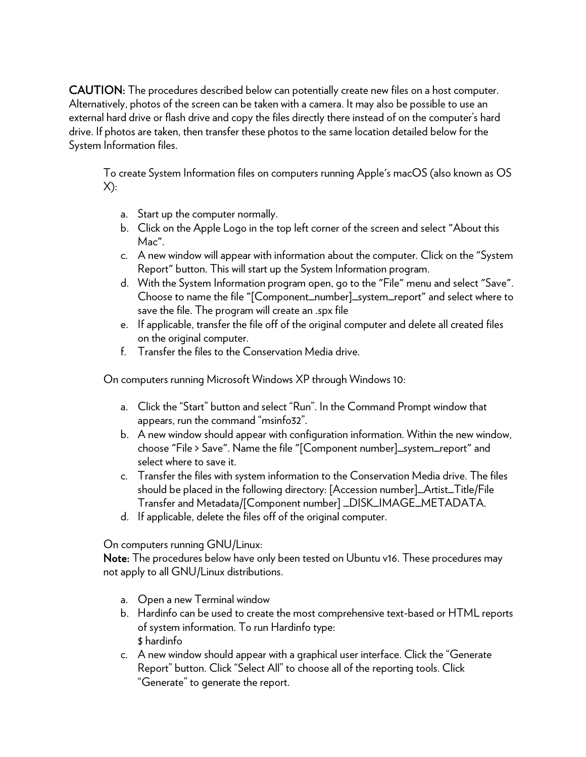**CAUTION:** The procedures described below can potentially create new files on a host computer. Alternatively, photos of the screen can be taken with a camera. It may also be possible to use an external hard drive or flash drive and copy the files directly there instead of on the computer's hard drive. If photos are taken, then transfer these photos to the same location detailed below for the System Information files.

To create System Information files on computers running Apple's macOS (also known as OS X):

a. Start up the computer normally.
b. Click on the Apple Logo in the top left corner of the screen and select "About this Mac".
c. A new window will appear with information about the computer. Click on the "System Report" button. This will start up the System Information program.
d. With the System Information program open, go to the "File" menu and select "Save". Choose to name the file "[Component_number]_system_report" and select where to save the file. The program will create an .spx file
e. If applicable, transfer the file off of the original computer and delete all created files on the original computer.
f. Transfer the files to the Conservation Media drive.

On computers running Microsoft Windows XP through Windows 10:

a. Click the "Start" button and select "Run". In the Command Prompt window that appears, run the command "msinfo32".
b. A new window should appear with configuration information. Within the new window, choose "File > Save". Name the file "[Component number]_system_report" and select where to save it.
c. Transfer the files with system information to the Conservation Media drive. The files should be placed in the following directory: [Accession number]_Artist_Title/File Transfer and Metadata/[Component number] _DISK_IMAGE_METADATA.
d. If applicable, delete the files off of the original computer.

On computers running GNU/Linux:
**Note:** The procedures below have only been tested on Ubuntu v16. These procedures may not apply to all GNU/Linux distributions.

a. Open a new Terminal window
b. Hardinfo can be used to create the most comprehensive text-based or HTML reports of system information. To run Hardinfo type:
   $ hardinfo
c. A new window should appear with a graphical user interface. Click the "Generate Report" button. Click "Select All" to choose all of the reporting tools. Click "Generate" to generate the report.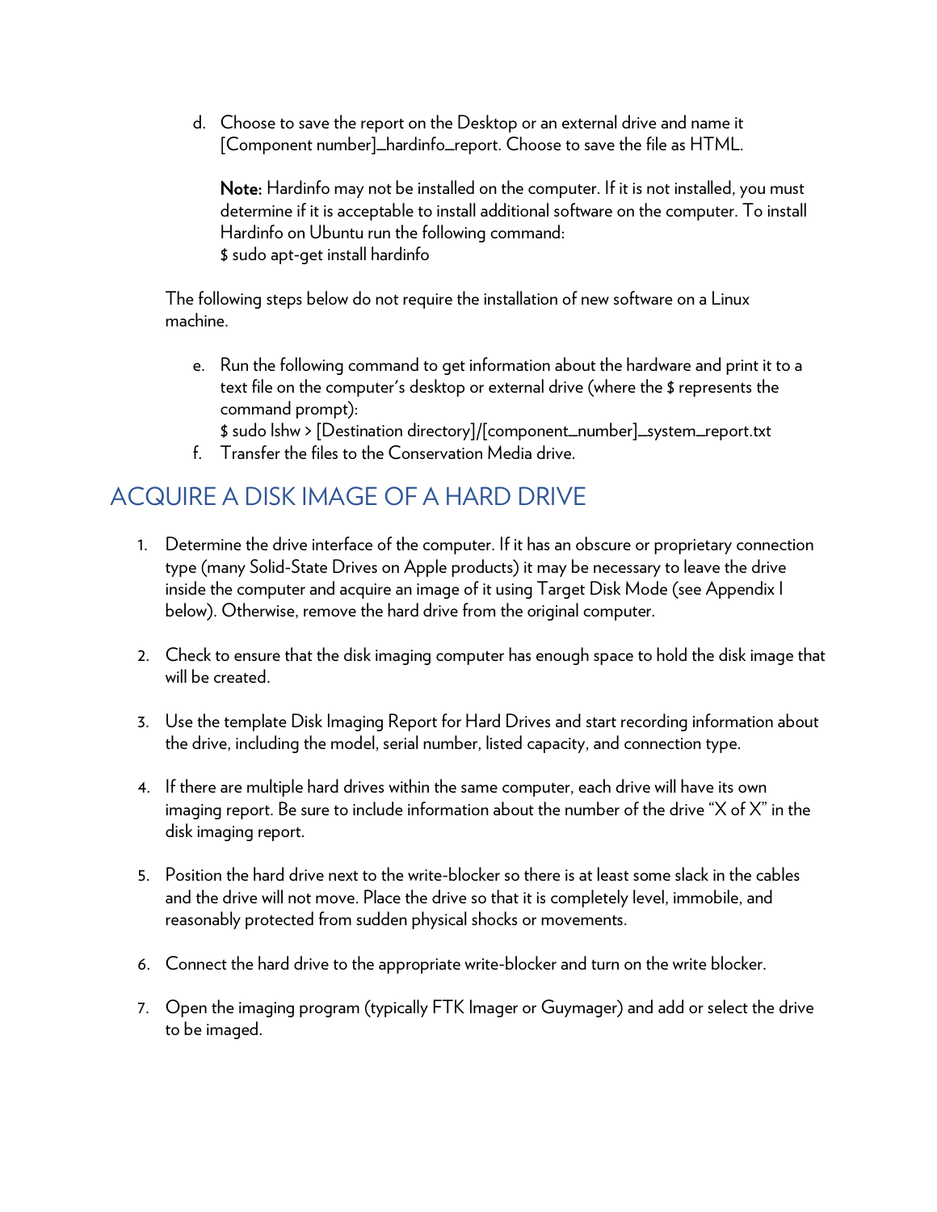d. Choose to save the report on the Desktop or an external drive and name it [Component number]_hardinfo_report. Choose to save the file as HTML.

   **Note:** Hardinfo may not be installed on the computer. If it is not installed, you must determine if it is acceptable to install additional software on the computer. To install Hardinfo on Ubuntu run the following command:
   $ sudo apt-get install hardinfo

The following steps below do not require the installation of new software on a Linux machine.

e. Run the following command to get information about the hardware and print it to a text file on the computer's desktop or external drive (where the $ represents the command prompt):
   $ sudo lshw > [Destination directory]/[component_number]_system_report.txt
f. Transfer the files to the Conservation Media drive.

## ACQUIRE A DISK IMAGE OF A HARD DRIVE

1. Determine the drive interface of the computer. If it has an obscure or proprietary connection type (many Solid-State Drives on Apple products) it may be necessary to leave the drive inside the computer and acquire an image of it using Target Disk Mode (see Appendix I below). Otherwise, remove the hard drive from the original computer.

2. Check to ensure that the disk imaging computer has enough space to hold the disk image that will be created.

3. Use the template Disk Imaging Report for Hard Drives and start recording information about the drive, including the model, serial number, listed capacity, and connection type.

4. If there are multiple hard drives within the same computer, each drive will have its own imaging report. Be sure to include information about the number of the drive "X of X" in the disk imaging report.

5. Position the hard drive next to the write-blocker so there is at least some slack in the cables and the drive will not move. Place the drive so that it is completely level, immobile, and reasonably protected from sudden physical shocks or movements.

6. Connect the hard drive to the appropriate write-blocker and turn on the write blocker.

7. Open the imaging program (typically FTK Imager or Guymager) and add or select the drive to be imaged.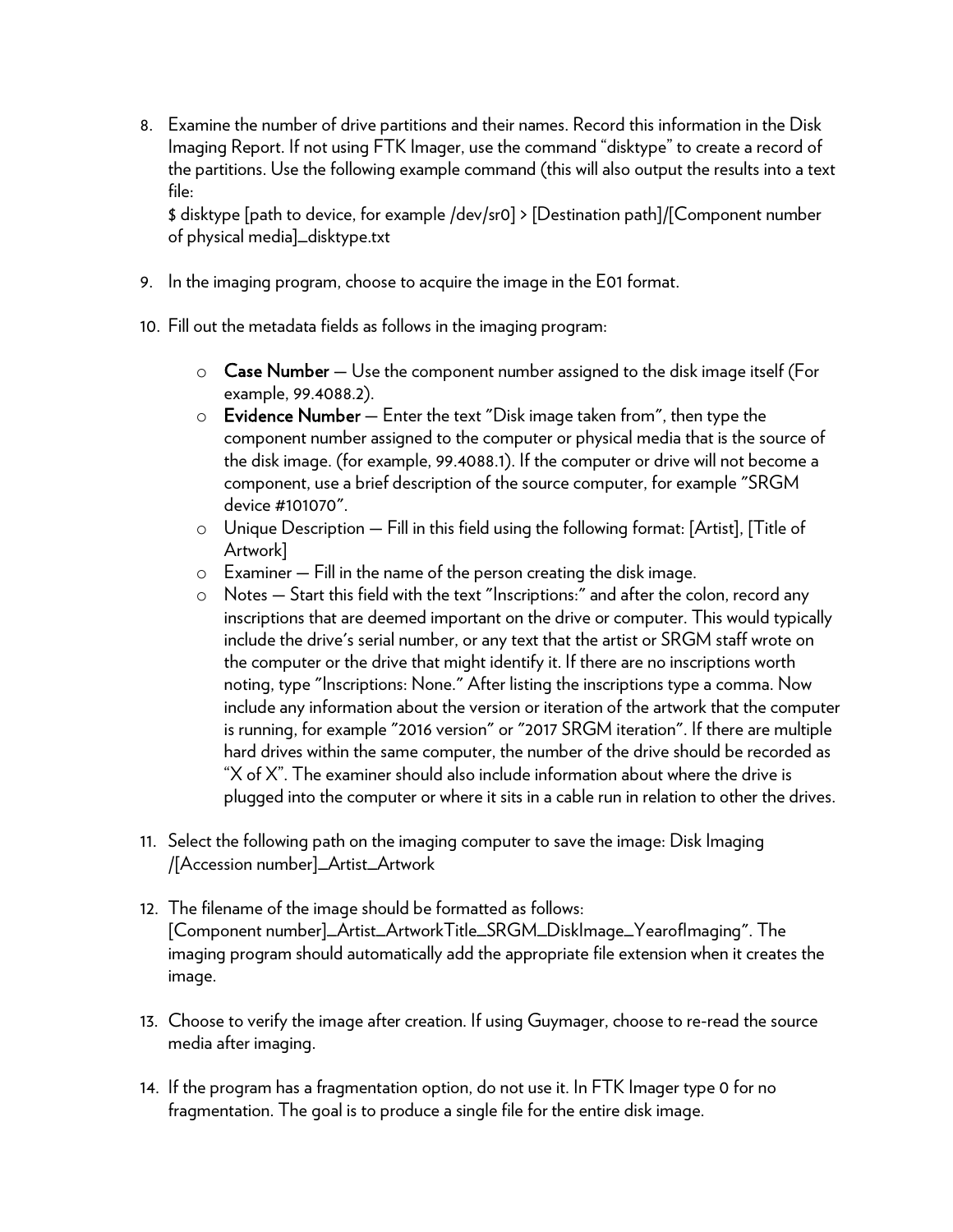8. Examine the number of drive partitions and their names. Record this information in the Disk Imaging Report. If not using FTK Imager, use the command "disktype" to create a record of the partitions. Use the following example command (this will also output the results into a text file:
   $ disktype [path to device, for example /dev/sr0] > [Destination path]/[Component number of physical media]_disktype.txt

9. In the imaging program, choose to acquire the image in the E01 format.

10. Fill out the metadata fields as follows in the imaging program:

    - **Case Number** — Use the component number assigned to the disk image itself (For example, 99.4088.2).
    - **Evidence Number** — Enter the text "Disk image taken from", then type the component number assigned to the computer or physical media that is the source of the disk image. (for example, 99.4088.1). If the computer or drive will not become a component, use a brief description of the source computer, for example "SRGM device #101070".
    - Unique Description — Fill in this field using the following format: [Artist], [Title of Artwork]
    - Examiner — Fill in the name of the person creating the disk image.
    - Notes — Start this field with the text "Inscriptions:" and after the colon, record any inscriptions that are deemed important on the drive or computer. This would typically include the drive's serial number, or any text that the artist or SRGM staff wrote on the computer or the drive that might identify it. If there are no inscriptions worth noting, type "Inscriptions: None." After listing the inscriptions type a comma. Now include any information about the version or iteration of the artwork that the computer is running, for example "2016 version" or "2017 SRGM iteration". If there are multiple hard drives within the same computer, the number of the drive should be recorded as "X of X". The examiner should also include information about where the drive is plugged into the computer or where it sits in a cable run in relation to other the drives.

11. Select the following path on the imaging computer to save the image: Disk Imaging /[Accession number]_Artist_Artwork

12. The filename of the image should be formatted as follows: [Component number]_Artist_ArtworkTitle_SRGM_DiskImage_YearofImaging". The imaging program should automatically add the appropriate file extension when it creates the image.

13. Choose to verify the image after creation. If using Guymager, choose to re-read the source media after imaging.

14. If the program has a fragmentation option, do not use it. In FTK Imager type 0 for no fragmentation. The goal is to produce a single file for the entire disk image.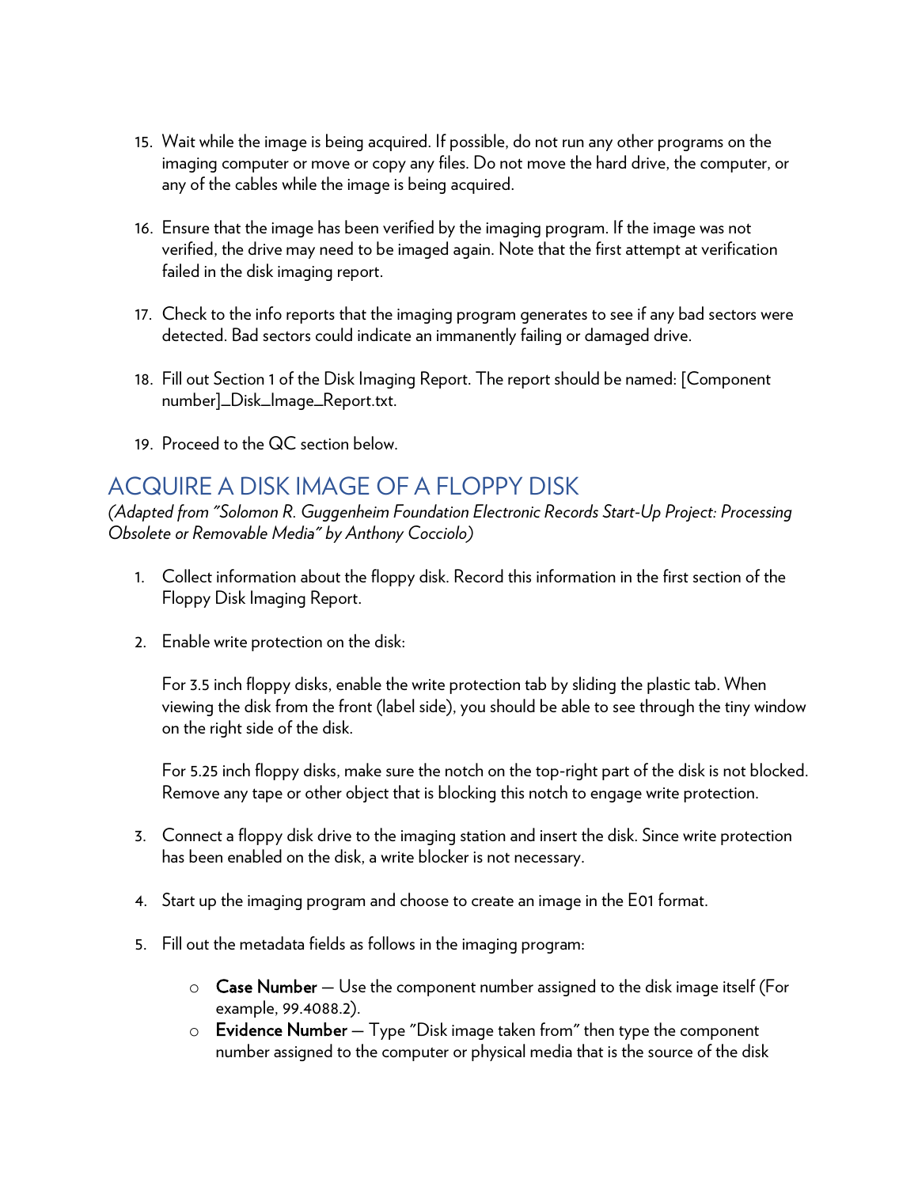15. Wait while the image is being acquired. If possible, do not run any other programs on the imaging computer or move or copy any files. Do not move the hard drive, the computer, or any of the cables while the image is being acquired.

16. Ensure that the image has been verified by the imaging program. If the image was not verified, the drive may need to be imaged again. Note that the first attempt at verification failed in the disk imaging report.

17. Check to the info reports that the imaging program generates to see if any bad sectors were detected. Bad sectors could indicate an immanently failing or damaged drive.

18. Fill out Section 1 of the Disk Imaging Report. The report should be named: [Component number]_Disk_Image_Report.txt.

19. Proceed to the QC section below.

## ACQUIRE A DISK IMAGE OF A FLOPPY DISK

*(Adapted from "Solomon R. Guggenheim Foundation Electronic Records Start-Up Project: Processing Obsolete or Removable Media" by Anthony Cocciolo)*

1. Collect information about the floppy disk. Record this information in the first section of the Floppy Disk Imaging Report.

2. Enable write protection on the disk:

   For 3.5 inch floppy disks, enable the write protection tab by sliding the plastic tab. When viewing the disk from the front (label side), you should be able to see through the tiny window on the right side of the disk.

   For 5.25 inch floppy disks, make sure the notch on the top-right part of the disk is not blocked. Remove any tape or other object that is blocking this notch to engage write protection.

3. Connect a floppy disk drive to the imaging station and insert the disk. Since write protection has been enabled on the disk, a write blocker is not necessary.

4. Start up the imaging program and choose to create an image in the E01 format.

5. Fill out the metadata fields as follows in the imaging program:

   - **Case Number** – Use the component number assigned to the disk image itself (For example, 99.4088.2).
   - **Evidence Number** – Type "Disk image taken from" then type the component number assigned to the computer or physical media that is the source of the disk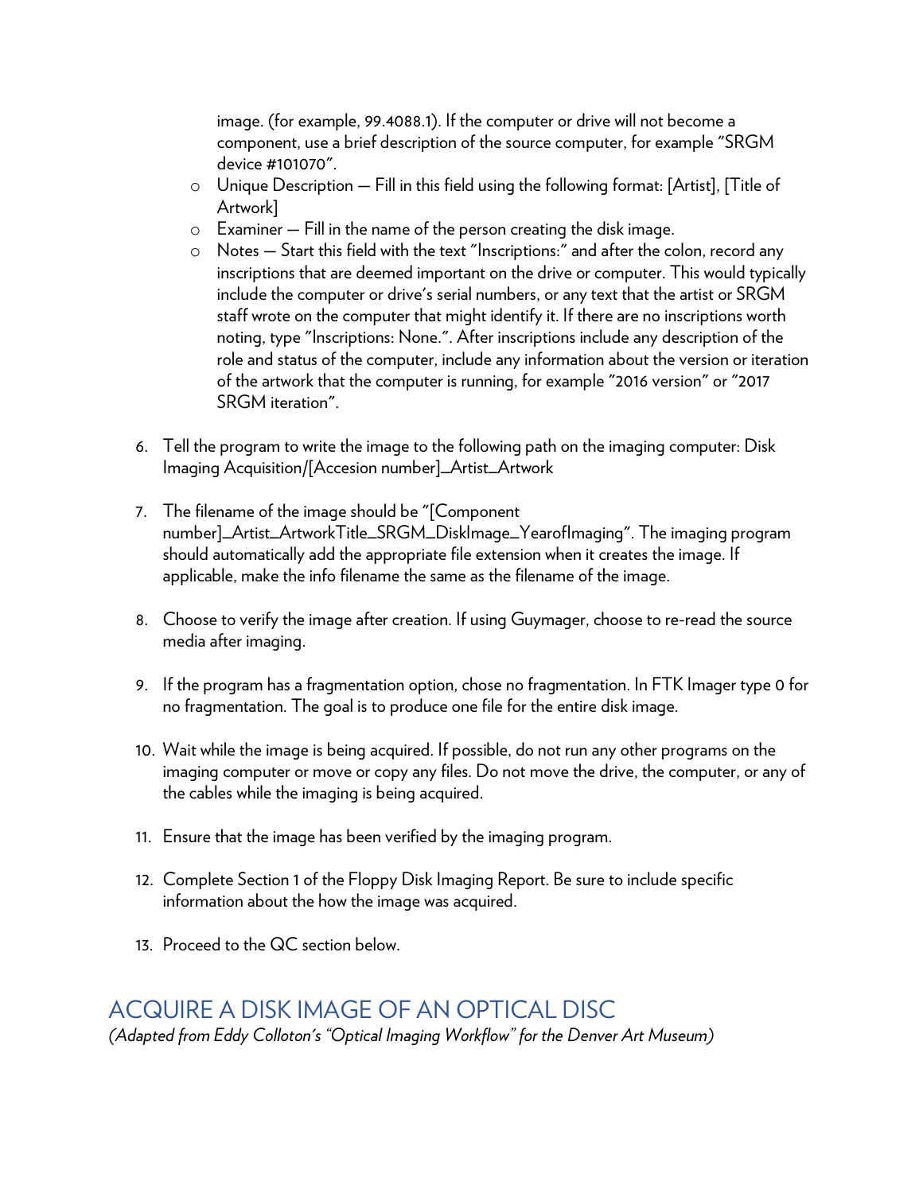image. (for example, 99.4088.1). If the computer or drive will not become a component, use a brief description of the source computer, for example "SRGM device #101070".

- Unique Description — Fill in this field using the following format: [Artist], [Title of Artwork]
- Examiner — Fill in the name of the person creating the disk image.
- Notes — Start this field with the text "Inscriptions:" and after the colon, record any inscriptions that are deemed important on the drive or computer. This would typically include the computer or drive's serial numbers, or any text that the artist or SRGM staff wrote on the computer that might identify it. If there are no inscriptions worth noting, type "Inscriptions: None.". After inscriptions include any description of the role and status of the computer, include any information about the version or iteration of the artwork that the computer is running, for example "2016 version" or "2017 SRGM iteration".

6. Tell the program to write the image to the following path on the imaging computer: Disk Imaging Acquisition/[Accesion number]_Artist_Artwork

7. The filename of the image should be "[Component number]_Artist_ArtworkTitle_SRGM_DiskImage_YearofImaging". The imaging program should automatically add the appropriate file extension when it creates the image. If applicable, make the info filename the same as the filename of the image.

8. Choose to verify the image after creation. If using Guymager, choose to re-read the source media after imaging.

9. If the program has a fragmentation option, chose no fragmentation. In FTK Imager type 0 for no fragmentation. The goal is to produce one file for the entire disk image.

10. Wait while the image is being acquired. If possible, do not run any other programs on the imaging computer or move or copy any files. Do not move the drive, the computer, or any of the cables while the imaging is being acquired.

11. Ensure that the image has been verified by the imaging program.

12. Complete Section 1 of the Floppy Disk Imaging Report. Be sure to include specific information about the how the image was acquired.

13. Proceed to the QC section below.

## ACQUIRE A DISK IMAGE OF AN OPTICAL DISC

*(Adapted from Eddy Colloton's "Optical Imaging Workflow" for the Denver Art Museum)*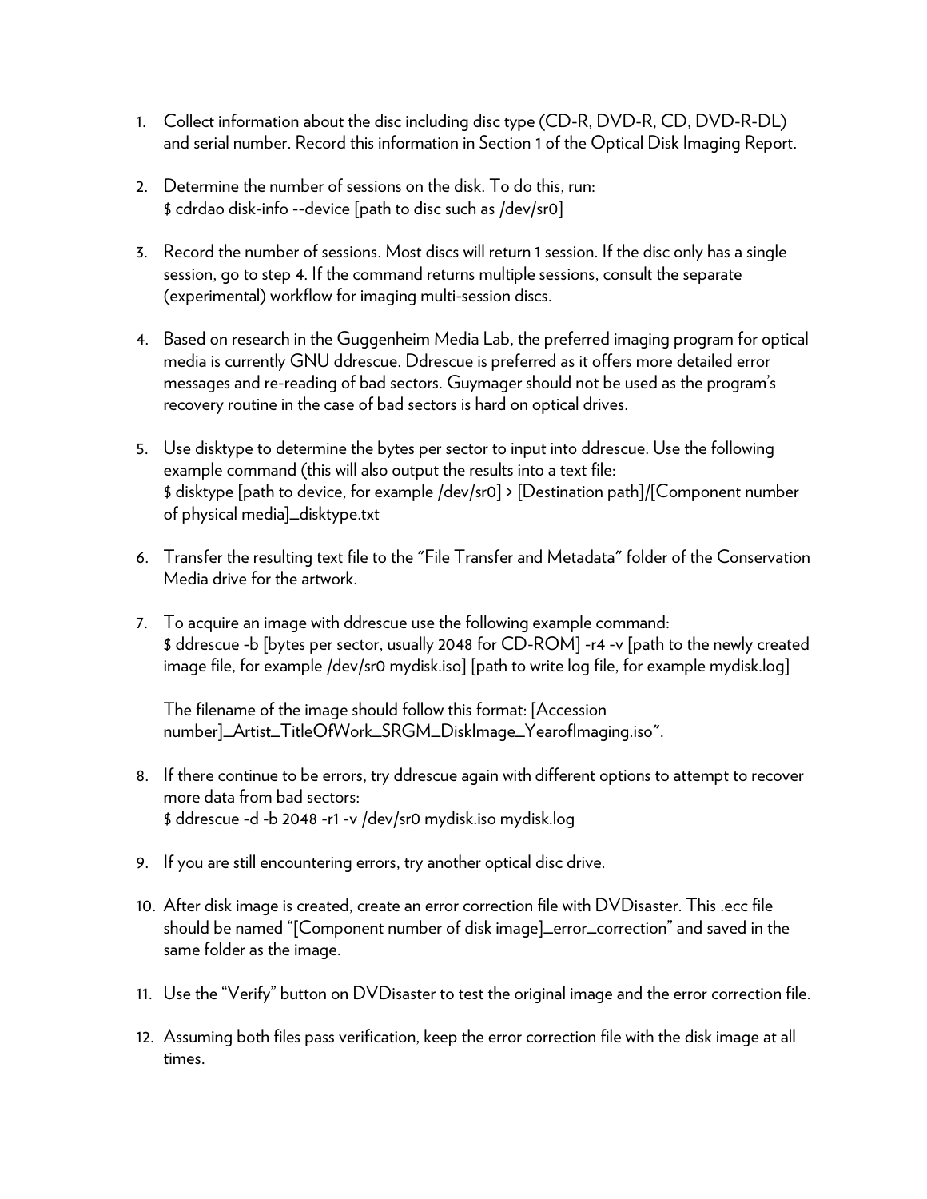1. Collect information about the disc including disc type (CD-R, DVD-R, CD, DVD-R-DL) and serial number. Record this information in Section 1 of the Optical Disk Imaging Report.

2. Determine the number of sessions on the disk. To do this, run:
   $ cdrdao disk-info --device [path to disc such as /dev/sr0]

3. Record the number of sessions. Most discs will return 1 session. If the disc only has a single session, go to step 4. If the command returns multiple sessions, consult the separate (experimental) workflow for imaging multi-session discs.

4. Based on research in the Guggenheim Media Lab, the preferred imaging program for optical media is currently GNU ddrescue. Ddrescue is preferred as it offers more detailed error messages and re-reading of bad sectors. Guymager should not be used as the program's recovery routine in the case of bad sectors is hard on optical drives.

5. Use disktype to determine the bytes per sector to input into ddrescue. Use the following example command (this will also output the results into a text file:
   $ disktype [path to device, for example /dev/sr0] > [Destination path]/[Component number of physical media]_disktype.txt

6. Transfer the resulting text file to the "File Transfer and Metadata" folder of the Conservation Media drive for the artwork.

7. To acquire an image with ddrescue use the following example command:
   $ ddrescue -b [bytes per sector, usually 2048 for CD-ROM] -r4 -v [path to the newly created image file, for example /dev/sr0 mydisk.iso] [path to write log file, for example mydisk.log]

   The filename of the image should follow this format: [Accession number]_Artist_TitleOfWork_SRGM_DiskImage_YearofImaging.iso".

8. If there continue to be errors, try ddrescue again with different options to attempt to recover more data from bad sectors:
   $ ddrescue -d -b 2048 -r1 -v /dev/sr0 mydisk.iso mydisk.log

9. If you are still encountering errors, try another optical disc drive.

10. After disk image is created, create an error correction file with DVDisaster. This .ecc file should be named "[Component number of disk image]_error_correction" and saved in the same folder as the image.

11. Use the "Verify" button on DVDisaster to test the original image and the error correction file.

12. Assuming both files pass verification, keep the error correction file with the disk image at all times.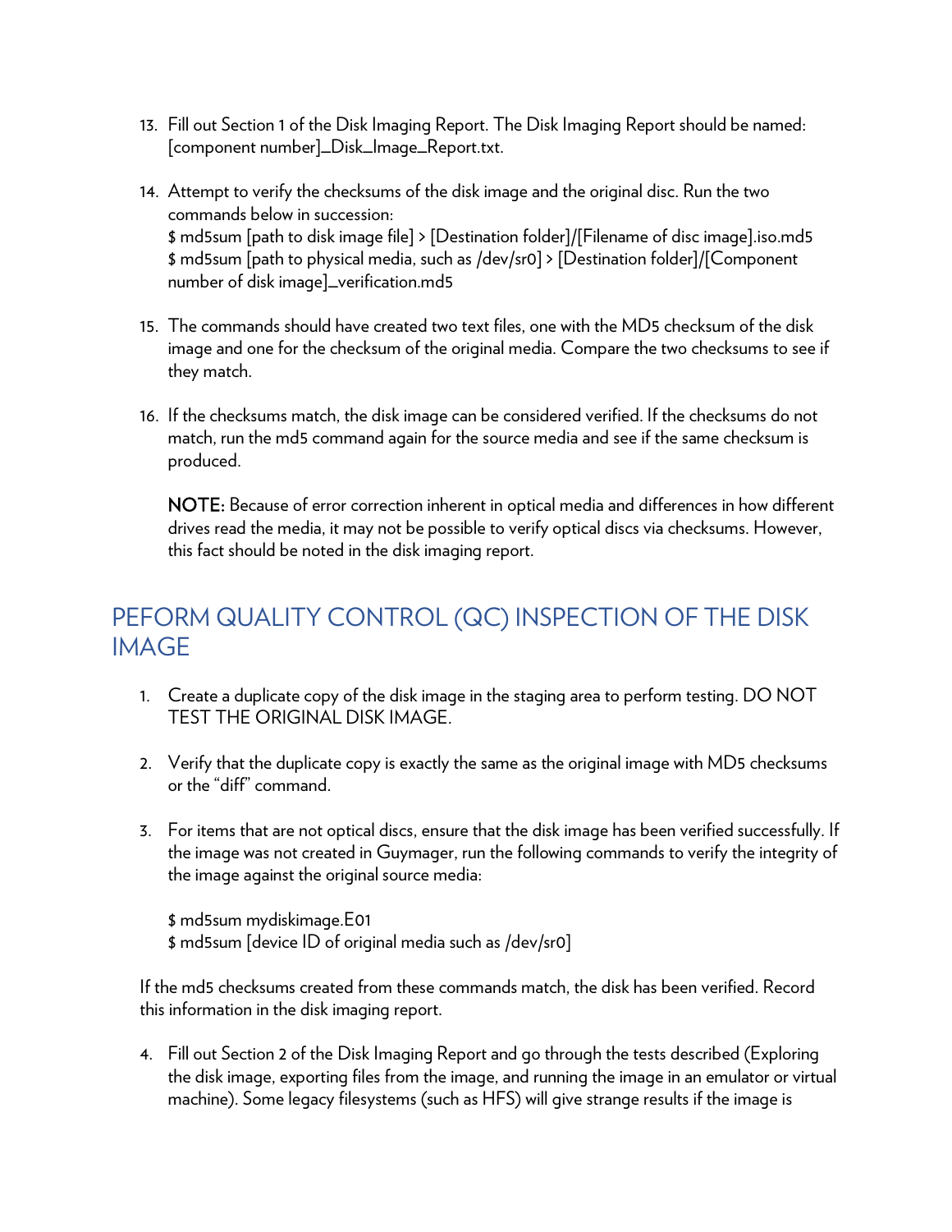13. Fill out Section 1 of the Disk Imaging Report. The Disk Imaging Report should be named: [component number]_Disk_Image_Report.txt.

14. Attempt to verify the checksums of the disk image and the original disc. Run the two commands below in succession:
    $ md5sum [path to disk image file] > [Destination folder]/[Filename of disc image].iso.md5
    $ md5sum [path to physical media, such as /dev/sr0] > [Destination folder]/[Component number of disk image]_verification.md5

15. The commands should have created two text files, one with the MD5 checksum of the disk image and one for the checksum of the original media. Compare the two checksums to see if they match.

16. If the checksums match, the disk image can be considered verified. If the checksums do not match, run the md5 command again for the source media and see if the same checksum is produced.

    **NOTE:** Because of error correction inherent in optical media and differences in how different drives read the media, it may not be possible to verify optical discs via checksums. However, this fact should be noted in the disk imaging report.

## PEFORM QUALITY CONTROL (QC) INSPECTION OF THE DISK IMAGE

1. Create a duplicate copy of the disk image in the staging area to perform testing. DO NOT TEST THE ORIGINAL DISK IMAGE.

2. Verify that the duplicate copy is exactly the same as the original image with MD5 checksums or the "diff" command.

3. For items that are not optical discs, ensure that the disk image has been verified successfully. If the image was not created in Guymager, run the following commands to verify the integrity of the image against the original source media:

    $ md5sum mydiskimage.E01
    $ md5sum [device ID of original media such as /dev/sr0]

   If the md5 checksums created from these commands match, the disk has been verified. Record this information in the disk imaging report.

4. Fill out Section 2 of the Disk Imaging Report and go through the tests described (Exploring the disk image, exporting files from the image, and running the image in an emulator or virtual machine). Some legacy filesystems (such as HFS) will give strange results if the image is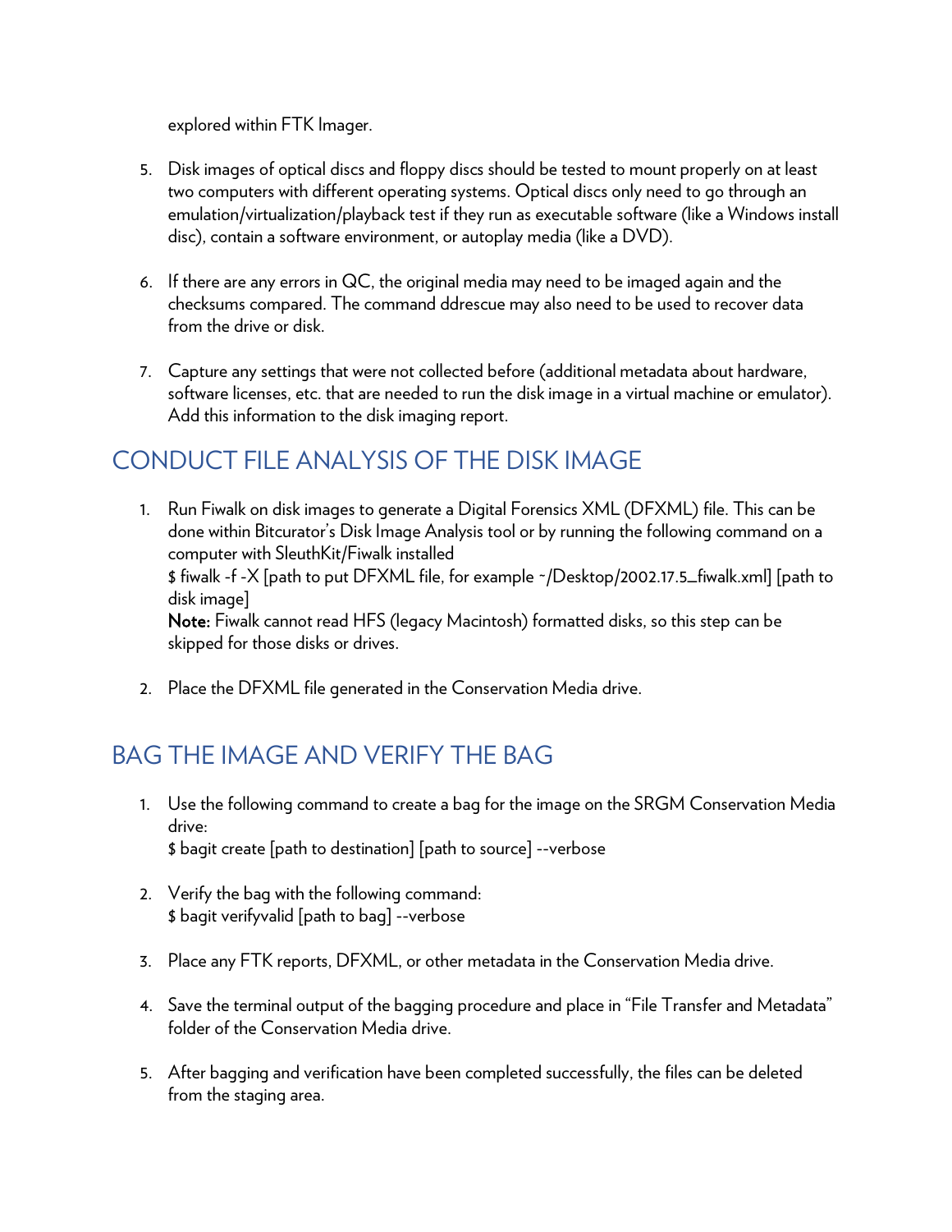explored within FTK Imager.

5. Disk images of optical discs and floppy discs should be tested to mount properly on at least two computers with different operating systems. Optical discs only need to go through an emulation/virtualization/playback test if they run as executable software (like a Windows install disc), contain a software environment, or autoplay media (like a DVD).

6. If there are any errors in QC, the original media may need to be imaged again and the checksums compared. The command ddrescue may also need to be used to recover data from the drive or disk.

7. Capture any settings that were not collected before (additional metadata about hardware, software licenses, etc. that are needed to run the disk image in a virtual machine or emulator). Add this information to the disk imaging report.

## CONDUCT FILE ANALYSIS OF THE DISK IMAGE

1. Run Fiwalk on disk images to generate a Digital Forensics XML (DFXML) file. This can be done within Bitcurator's Disk Image Analysis tool or by running the following command on a computer with SleuthKit/Fiwalk installed
   $ fiwalk -f -X [path to put DFXML file, for example ~/Desktop/2002.17.5_fiwalk.xml] [path to disk image]
   **Note:** Fiwalk cannot read HFS (legacy Macintosh) formatted disks, so this step can be skipped for those disks or drives.

2. Place the DFXML file generated in the Conservation Media drive.

## BAG THE IMAGE AND VERIFY THE BAG

1. Use the following command to create a bag for the image on the SRGM Conservation Media drive:
   $ bagit create [path to destination] [path to source] --verbose

2. Verify the bag with the following command:
   $ bagit verifyvalid [path to bag] --verbose

3. Place any FTK reports, DFXML, or other metadata in the Conservation Media drive.

4. Save the terminal output of the bagging procedure and place in "File Transfer and Metadata" folder of the Conservation Media drive.

5. After bagging and verification have been completed successfully, the files can be deleted from the staging area.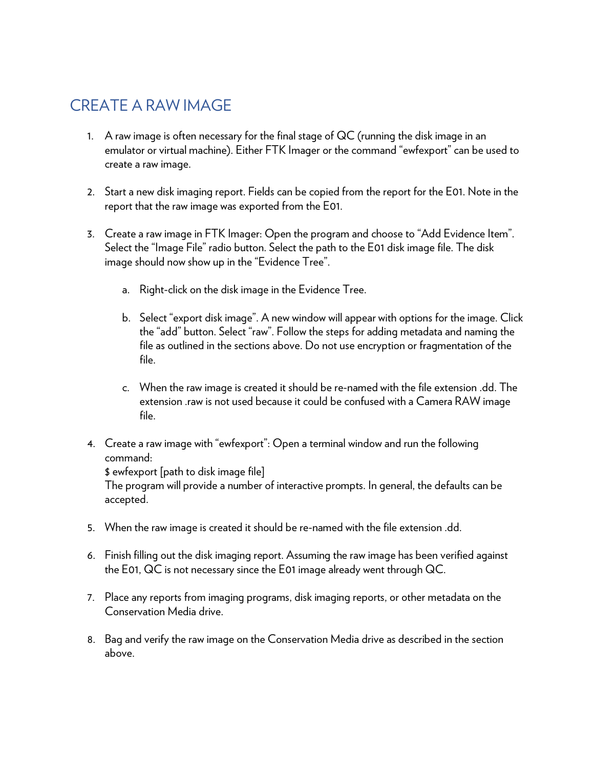## CREATE A RAW IMAGE

1. A raw image is often necessary for the final stage of QC (running the disk image in an emulator or virtual machine). Either FTK Imager or the command “ewfexport” can be used to create a raw image.

2. Start a new disk imaging report. Fields can be copied from the report for the E01. Note in the report that the raw image was exported from the E01.

3. Create a raw image in FTK Imager: Open the program and choose to “Add Evidence Item”. Select the “Image File” radio button. Select the path to the E01 disk image file. The disk image should now show up in the “Evidence Tree”.

    a. Right-click on the disk image in the Evidence Tree.

    b. Select “export disk image”. A new window will appear with options for the image. Click the “add” button. Select “raw”. Follow the steps for adding metadata and naming the file as outlined in the sections above. Do not use encryption or fragmentation of the file.

    c. When the raw image is created it should be re-named with the file extension .dd. The extension .raw is not used because it could be confused with a Camera RAW image file.

4. Create a raw image with “ewfexport”: Open a terminal window and run the following command:
   $ ewfexport [path to disk image file]
   The program will provide a number of interactive prompts. In general, the defaults can be accepted.

5. When the raw image is created it should be re-named with the file extension .dd.

6. Finish filling out the disk imaging report. Assuming the raw image has been verified against the E01, QC is not necessary since the E01 image already went through QC.

7. Place any reports from imaging programs, disk imaging reports, or other metadata on the Conservation Media drive.

8. Bag and verify the raw image on the Conservation Media drive as described in the section above.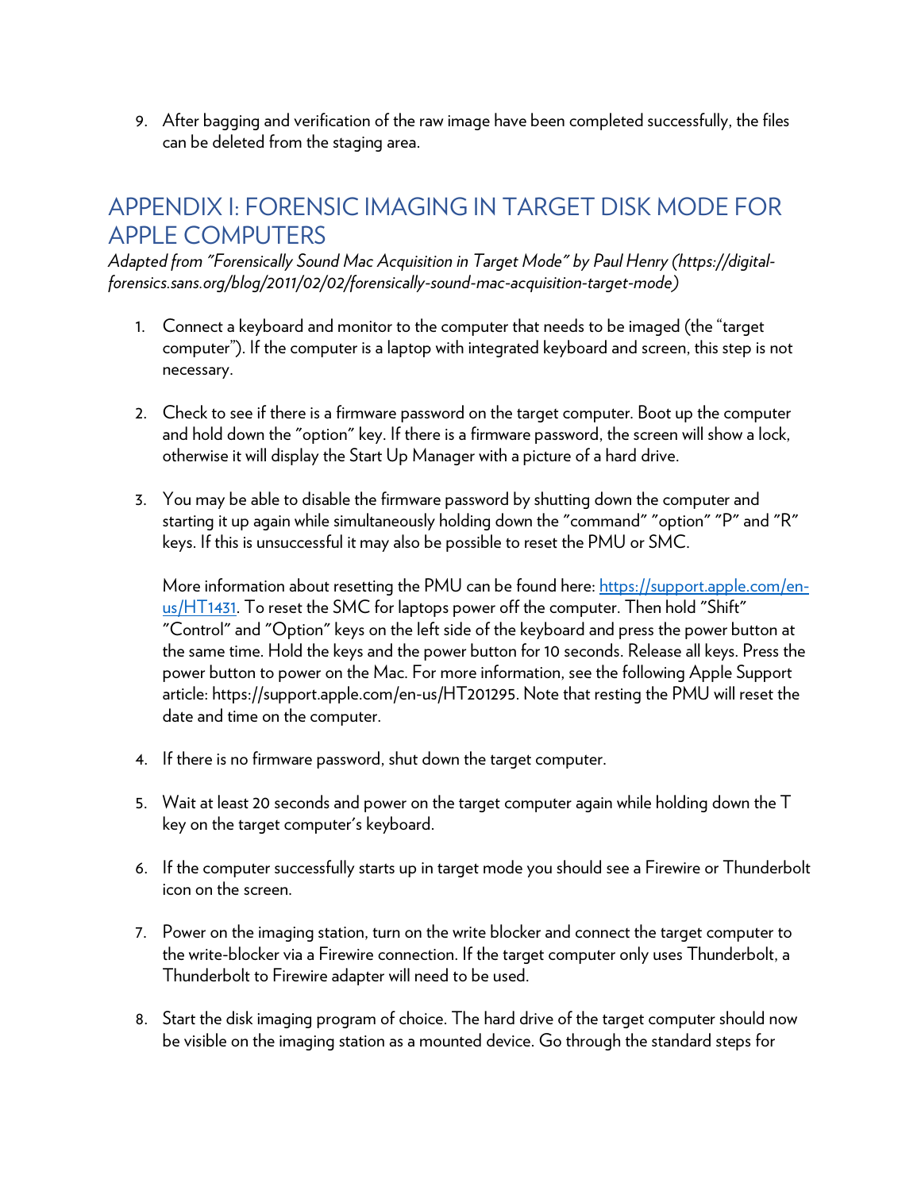9. After bagging and verification of the raw image have been completed successfully, the files can be deleted from the staging area.

## APPENDIX I: FORENSIC IMAGING IN TARGET DISK MODE FOR APPLE COMPUTERS

*Adapted from "Forensically Sound Mac Acquisition in Target Mode" by Paul Henry (https://digital-forensics.sans.org/blog/2011/02/02/forensically-sound-mac-acquisition-target-mode)*

1. Connect a keyboard and monitor to the computer that needs to be imaged (the "target computer"). If the computer is a laptop with integrated keyboard and screen, this step is not necessary.

2. Check to see if there is a firmware password on the target computer. Boot up the computer and hold down the "option" key. If there is a firmware password, the screen will show a lock, otherwise it will display the Start Up Manager with a picture of a hard drive.

3. You may be able to disable the firmware password by shutting down the computer and starting it up again while simultaneously holding down the "command" "option" "P" and "R" keys. If this is unsuccessful it may also be possible to reset the PMU or SMC.

   More information about resetting the PMU can be found here: [https://support.apple.com/en-us/HT1431](https://support.apple.com/en-us/HT1431). To reset the SMC for laptops power off the computer. Then hold "Shift" "Control" and "Option" keys on the left side of the keyboard and press the power button at the same time. Hold the keys and the power button for 10 seconds. Release all keys. Press the power button to power on the Mac. For more information, see the following Apple Support article: https://support.apple.com/en-us/HT201295. Note that resting the PMU will reset the date and time on the computer.

4. If there is no firmware password, shut down the target computer.

5. Wait at least 20 seconds and power on the target computer again while holding down the T key on the target computer's keyboard.

6. If the computer successfully starts up in target mode you should see a Firewire or Thunderbolt icon on the screen.

7. Power on the imaging station, turn on the write blocker and connect the target computer to the write-blocker via a Firewire connection. If the target computer only uses Thunderbolt, a Thunderbolt to Firewire adapter will need to be used.

8. Start the disk imaging program of choice. The hard drive of the target computer should now be visible on the imaging station as a mounted device. Go through the standard steps for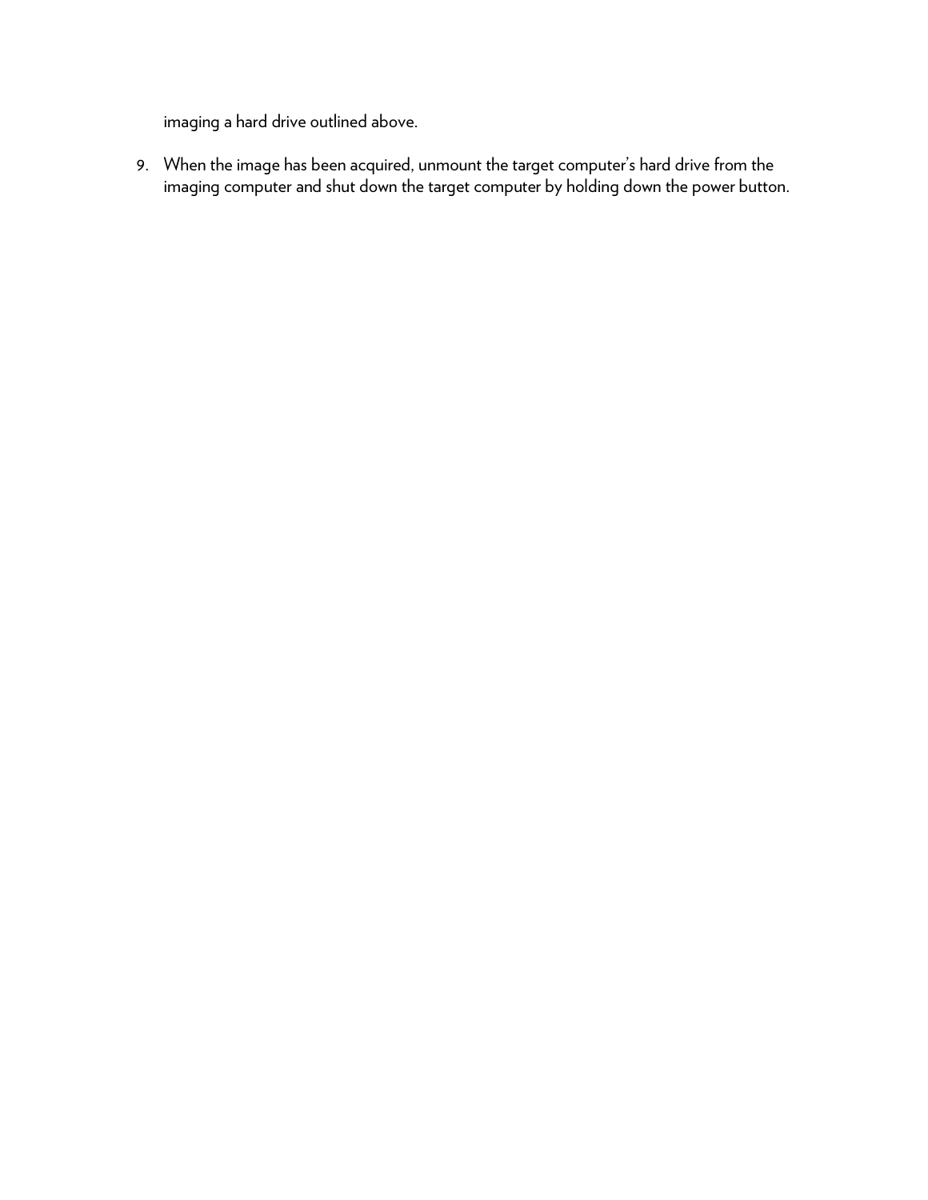imaging a hard drive outlined above.

9. When the image has been acquired, unmount the target computer's hard drive from the imaging computer and shut down the target computer by holding down the power button.